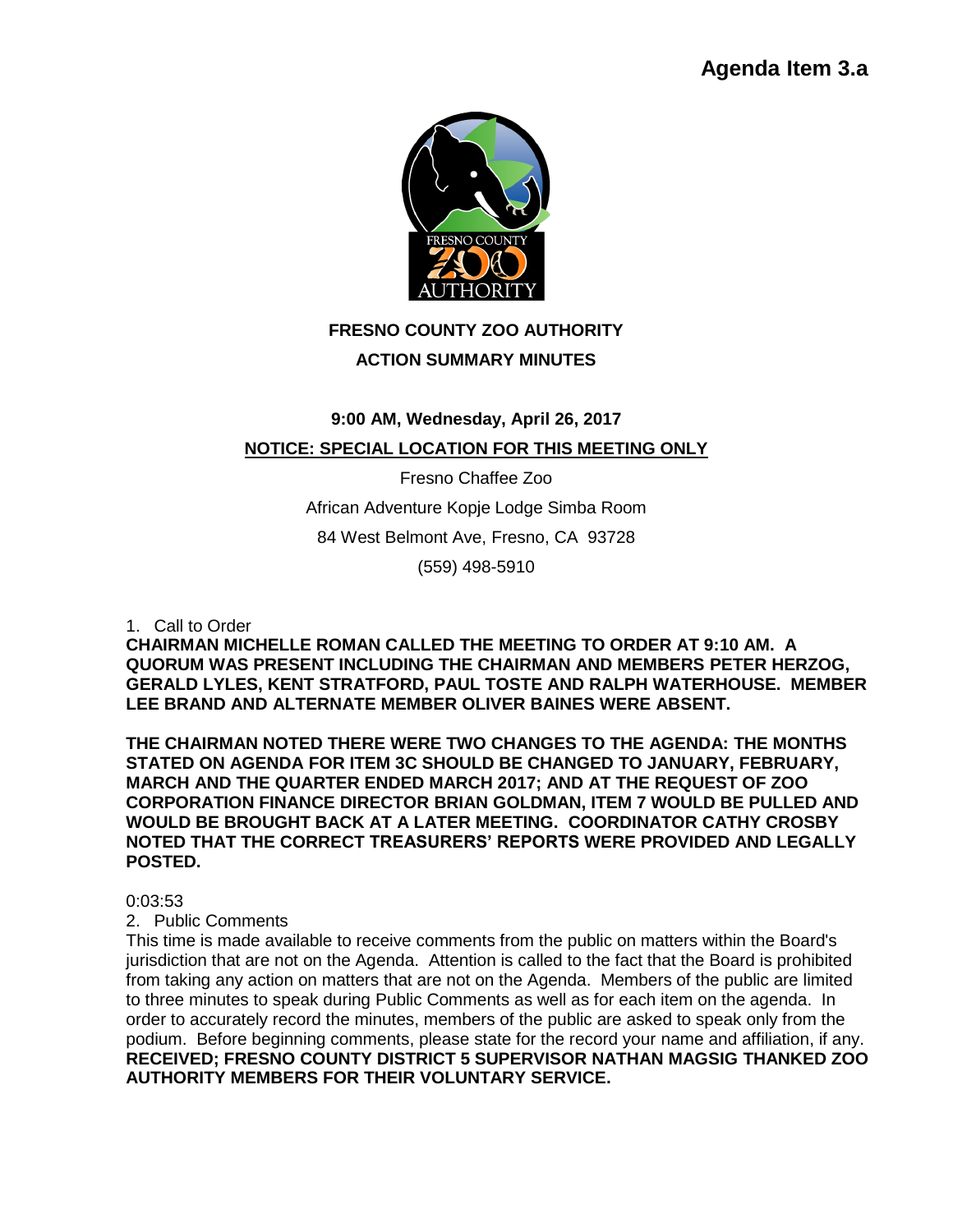**Agenda Item 3.a**

# FRESNO COUNTY ZOO AUTHORITY

## ACTION SUMMARY MINUTES

**9:00 AM, Wednesday, April 26, 2017**

**NOTICE: SPECIAL LOCATION FOR THIS MEETING ONLY**

Fresno Chaffee Zoo

African Adventure Kopje Lodge Simba Room

84 West Belmont Ave, Fresno, CA 93728

(559) 498-5910

1. Call to Order

**CHAIRMAN MICHELLE ROMAN CALLED THE MEETING TO ORDER AT 9:10 AM. A QUORUM WAS PRESENT INCLUDING THE CHAIRMAN AND MEMBERS PETER HERZOG, GERALD LYLES, KENT STRATFORD, PAUL TOSTE AND RALPH WATERHOUSE. MEMBER LEE BRAND AND ALTERNATE MEMBER OLIVER BAINES WERE ABSENT.**

**THE CHAIRMAN NOTED THERE WERE TWO CHANGES TO THE AGENDA: THE MONTHS STATED ON AGENDA FOR ITEM 3C SHOULD BE CHANGED TO JANUARY, FEBRUARY, MARCH AND THE QUARTER ENDED MARCH 2017; AND AT THE REQUEST OF ZOO CORPORATION FINANCE DIRECTOR BRIAN GOLDMAN, ITEM 7 WOULD BE PULLED AND WOULD BE BROUGHT BACK AT A LATER MEETING. COORDINATOR CATHY CROSBY NOTED THAT THE CORRECT TREASURERS' REPORTS WERE PROVIDED AND LEGALLY POSTED.**

0:03:53

2. Public Comments

This time is made available to receive comments from the public on matters within the Board's jurisdiction that are not on the Agenda. Attention is called to the fact that the Board is prohibited from taking any action on matters that are not on the Agenda. Members of the public are limited to three minutes to speak during Public Comments as well as for each item on the agenda. In order to accurately record the minutes, members of the public are asked to speak only from the podium. Before beginning comments, please state for the record your name and affiliation, if any.
**RECEIVED; FRESNO COUNTY DISTRICT 5 SUPERVISOR NATHAN MAGSIG THANKED ZOO AUTHORITY MEMBERS FOR THEIR VOLUNTARY SERVICE.**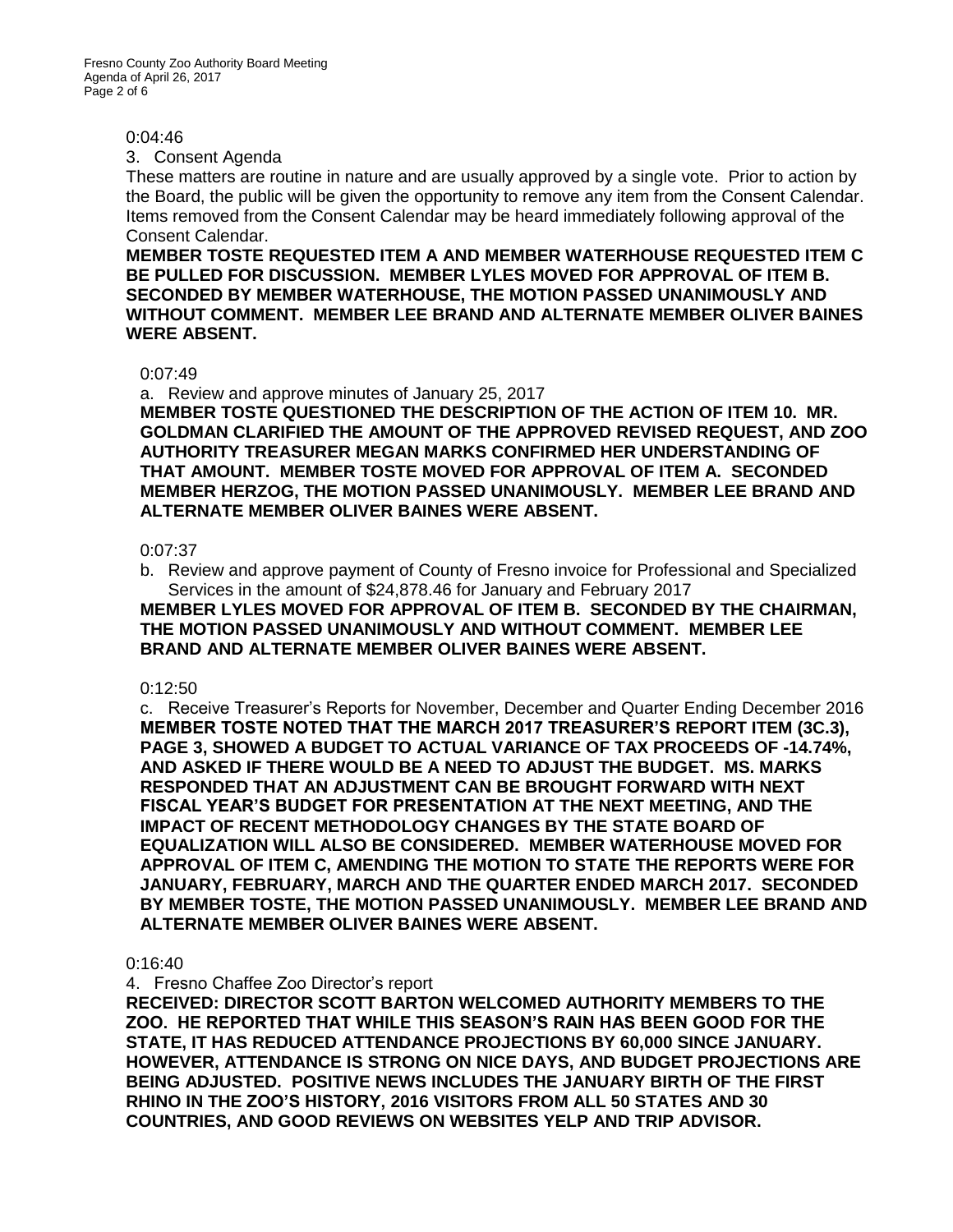0:04:46

3. Consent Agenda

These matters are routine in nature and are usually approved by a single vote. Prior to action by the Board, the public will be given the opportunity to remove any item from the Consent Calendar. Items removed from the Consent Calendar may be heard immediately following approval of the Consent Calendar.

**MEMBER TOSTE REQUESTED ITEM A AND MEMBER WATERHOUSE REQUESTED ITEM C BE PULLED FOR DISCUSSION. MEMBER LYLES MOVED FOR APPROVAL OF ITEM B. SECONDED BY MEMBER WATERHOUSE, THE MOTION PASSED UNANIMOUSLY AND WITHOUT COMMENT. MEMBER LEE BRAND AND ALTERNATE MEMBER OLIVER BAINES WERE ABSENT.**

0:07:49

a. Review and approve minutes of January 25, 2017

**MEMBER TOSTE QUESTIONED THE DESCRIPTION OF THE ACTION OF ITEM 10. MR. GOLDMAN CLARIFIED THE AMOUNT OF THE APPROVED REVISED REQUEST, AND ZOO AUTHORITY TREASURER MEGAN MARKS CONFIRMED HER UNDERSTANDING OF THAT AMOUNT. MEMBER TOSTE MOVED FOR APPROVAL OF ITEM A. SECONDED MEMBER HERZOG, THE MOTION PASSED UNANIMOUSLY. MEMBER LEE BRAND AND ALTERNATE MEMBER OLIVER BAINES WERE ABSENT.**

0:07:37

b. Review and approve payment of County of Fresno invoice for Professional and Specialized Services in the amount of $24,878.46 for January and February 2017

**MEMBER LYLES MOVED FOR APPROVAL OF ITEM B. SECONDED BY THE CHAIRMAN, THE MOTION PASSED UNANIMOUSLY AND WITHOUT COMMENT. MEMBER LEE BRAND AND ALTERNATE MEMBER OLIVER BAINES WERE ABSENT.**

0:12:50

c. Receive Treasurer's Reports for November, December and Quarter Ending December 2016

**MEMBER TOSTE NOTED THAT THE MARCH 2017 TREASURER'S REPORT ITEM (3C.3), PAGE 3, SHOWED A BUDGET TO ACTUAL VARIANCE OF TAX PROCEEDS OF -14.74%, AND ASKED IF THERE WOULD BE A NEED TO ADJUST THE BUDGET. MS. MARKS RESPONDED THAT AN ADJUSTMENT CAN BE BROUGHT FORWARD WITH NEXT FISCAL YEAR'S BUDGET FOR PRESENTATION AT THE NEXT MEETING, AND THE IMPACT OF RECENT METHODOLOGY CHANGES BY THE STATE BOARD OF EQUALIZATION WILL ALSO BE CONSIDERED. MEMBER WATERHOUSE MOVED FOR APPROVAL OF ITEM C, AMENDING THE MOTION TO STATE THE REPORTS WERE FOR JANUARY, FEBRUARY, MARCH AND THE QUARTER ENDED MARCH 2017. SECONDED BY MEMBER TOSTE, THE MOTION PASSED UNANIMOUSLY. MEMBER LEE BRAND AND ALTERNATE MEMBER OLIVER BAINES WERE ABSENT.**

0:16:40

4. Fresno Chaffee Zoo Director's report

**RECEIVED: DIRECTOR SCOTT BARTON WELCOMED AUTHORITY MEMBERS TO THE ZOO. HE REPORTED THAT WHILE THIS SEASON'S RAIN HAS BEEN GOOD FOR THE STATE, IT HAS REDUCED ATTENDANCE PROJECTIONS BY 60,000 SINCE JANUARY. HOWEVER, ATTENDANCE IS STRONG ON NICE DAYS, AND BUDGET PROJECTIONS ARE BEING ADJUSTED. POSITIVE NEWS INCLUDES THE JANUARY BIRTH OF THE FIRST RHINO IN THE ZOO'S HISTORY, 2016 VISITORS FROM ALL 50 STATES AND 30 COUNTRIES, AND GOOD REVIEWS ON WEBSITES YELP AND TRIP ADVISOR.**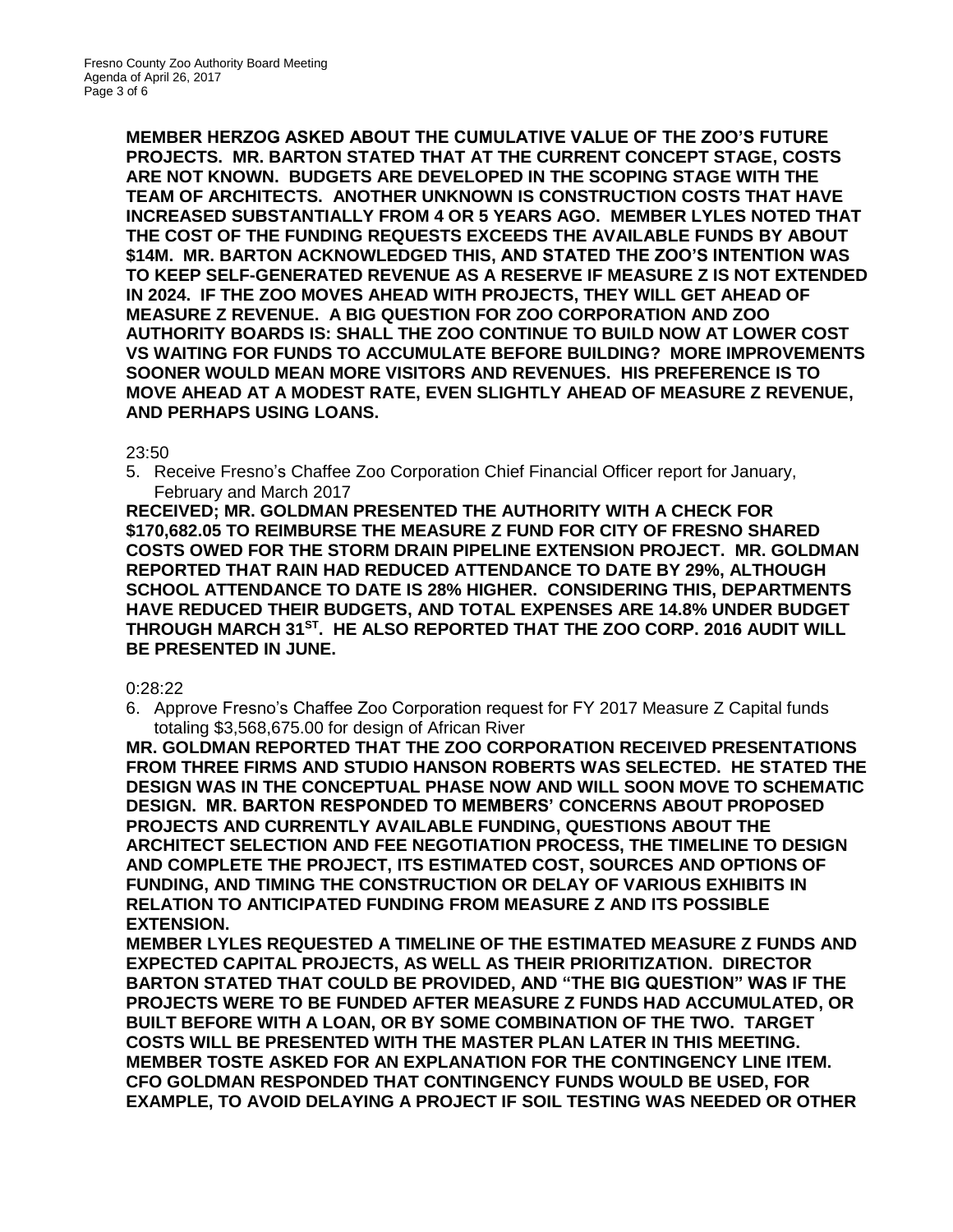**MEMBER HERZOG ASKED ABOUT THE CUMULATIVE VALUE OF THE ZOO'S FUTURE PROJECTS. MR. BARTON STATED THAT AT THE CURRENT CONCEPT STAGE, COSTS ARE NOT KNOWN. BUDGETS ARE DEVELOPED IN THE SCOPING STAGE WITH THE TEAM OF ARCHITECTS. ANOTHER UNKNOWN IS CONSTRUCTION COSTS THAT HAVE INCREASED SUBSTANTIALLY FROM 4 OR 5 YEARS AGO. MEMBER LYLES NOTED THAT THE COST OF THE FUNDING REQUESTS EXCEEDS THE AVAILABLE FUNDS BY ABOUT $14M. MR. BARTON ACKNOWLEDGED THIS, AND STATED THE ZOO'S INTENTION WAS TO KEEP SELF-GENERATED REVENUE AS A RESERVE IF MEASURE Z IS NOT EXTENDED IN 2024. IF THE ZOO MOVES AHEAD WITH PROJECTS, THEY WILL GET AHEAD OF MEASURE Z REVENUE. A BIG QUESTION FOR ZOO CORPORATION AND ZOO AUTHORITY BOARDS IS: SHALL THE ZOO CONTINUE TO BUILD NOW AT LOWER COST VS WAITING FOR FUNDS TO ACCUMULATE BEFORE BUILDING? MORE IMPROVEMENTS SOONER WOULD MEAN MORE VISITORS AND REVENUES. HIS PREFERENCE IS TO MOVE AHEAD AT A MODEST RATE, EVEN SLIGHTLY AHEAD OF MEASURE Z REVENUE, AND PERHAPS USING LOANS.**

23:50

5. Receive Fresno's Chaffee Zoo Corporation Chief Financial Officer report for January, February and March 2017

**RECEIVED; MR. GOLDMAN PRESENTED THE AUTHORITY WITH A CHECK FOR $170,682.05 TO REIMBURSE THE MEASURE Z FUND FOR CITY OF FRESNO SHARED COSTS OWED FOR THE STORM DRAIN PIPELINE EXTENSION PROJECT. MR. GOLDMAN REPORTED THAT RAIN HAD REDUCED ATTENDANCE TO DATE BY 29%, ALTHOUGH SCHOOL ATTENDANCE TO DATE IS 28% HIGHER. CONSIDERING THIS, DEPARTMENTS HAVE REDUCED THEIR BUDGETS, AND TOTAL EXPENSES ARE 14.8% UNDER BUDGET THROUGH MARCH 31ST. HE ALSO REPORTED THAT THE ZOO CORP. 2016 AUDIT WILL BE PRESENTED IN JUNE.**

0:28:22

6. Approve Fresno's Chaffee Zoo Corporation request for FY 2017 Measure Z Capital funds totaling $3,568,675.00 for design of African River

**MR. GOLDMAN REPORTED THAT THE ZOO CORPORATION RECEIVED PRESENTATIONS FROM THREE FIRMS AND STUDIO HANSON ROBERTS WAS SELECTED. HE STATED THE DESIGN WAS IN THE CONCEPTUAL PHASE NOW AND WILL SOON MOVE TO SCHEMATIC DESIGN. MR. BARTON RESPONDED TO MEMBERS' CONCERNS ABOUT PROPOSED PROJECTS AND CURRENTLY AVAILABLE FUNDING, QUESTIONS ABOUT THE ARCHITECT SELECTION AND FEE NEGOTIATION PROCESS, THE TIMELINE TO DESIGN AND COMPLETE THE PROJECT, ITS ESTIMATED COST, SOURCES AND OPTIONS OF FUNDING, AND TIMING THE CONSTRUCTION OR DELAY OF VARIOUS EXHIBITS IN RELATION TO ANTICIPATED FUNDING FROM MEASURE Z AND ITS POSSIBLE EXTENSION.**

**MEMBER LYLES REQUESTED A TIMELINE OF THE ESTIMATED MEASURE Z FUNDS AND EXPECTED CAPITAL PROJECTS, AS WELL AS THEIR PRIORITIZATION. DIRECTOR BARTON STATED THAT COULD BE PROVIDED, AND "THE BIG QUESTION" WAS IF THE PROJECTS WERE TO BE FUNDED AFTER MEASURE Z FUNDS HAD ACCUMULATED, OR BUILT BEFORE WITH A LOAN, OR BY SOME COMBINATION OF THE TWO. TARGET COSTS WILL BE PRESENTED WITH THE MASTER PLAN LATER IN THIS MEETING. MEMBER TOSTE ASKED FOR AN EXPLANATION FOR THE CONTINGENCY LINE ITEM. CFO GOLDMAN RESPONDED THAT CONTINGENCY FUNDS WOULD BE USED, FOR EXAMPLE, TO AVOID DELAYING A PROJECT IF SOIL TESTING WAS NEEDED OR OTHER**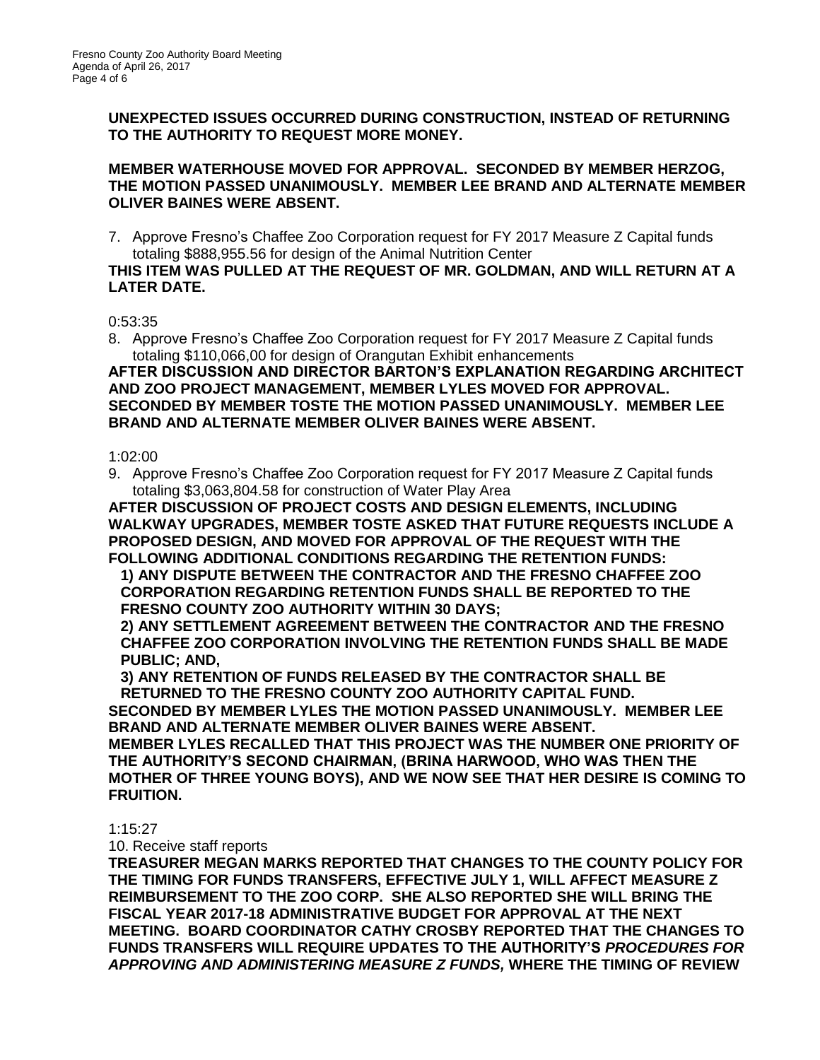**UNEXPECTED ISSUES OCCURRED DURING CONSTRUCTION, INSTEAD OF RETURNING TO THE AUTHORITY TO REQUEST MORE MONEY.**

**MEMBER WATERHOUSE MOVED FOR APPROVAL. SECONDED BY MEMBER HERZOG, THE MOTION PASSED UNANIMOUSLY. MEMBER LEE BRAND AND ALTERNATE MEMBER OLIVER BAINES WERE ABSENT.**

7. Approve Fresno's Chaffee Zoo Corporation request for FY 2017 Measure Z Capital funds totaling $888,955.56 for design of the Animal Nutrition Center

**THIS ITEM WAS PULLED AT THE REQUEST OF MR. GOLDMAN, AND WILL RETURN AT A LATER DATE.**

0:53:35

8. Approve Fresno's Chaffee Zoo Corporation request for FY 2017 Measure Z Capital funds totaling $110,066,00 for design of Orangutan Exhibit enhancements

**AFTER DISCUSSION AND DIRECTOR BARTON'S EXPLANATION REGARDING ARCHITECT AND ZOO PROJECT MANAGEMENT, MEMBER LYLES MOVED FOR APPROVAL. SECONDED BY MEMBER TOSTE THE MOTION PASSED UNANIMOUSLY. MEMBER LEE BRAND AND ALTERNATE MEMBER OLIVER BAINES WERE ABSENT.**

1:02:00

9. Approve Fresno's Chaffee Zoo Corporation request for FY 2017 Measure Z Capital funds totaling $3,063,804.58 for construction of Water Play Area

**AFTER DISCUSSION OF PROJECT COSTS AND DESIGN ELEMENTS, INCLUDING WALKWAY UPGRADES, MEMBER TOSTE ASKED THAT FUTURE REQUESTS INCLUDE A PROPOSED DESIGN, AND MOVED FOR APPROVAL OF THE REQUEST WITH THE FOLLOWING ADDITIONAL CONDITIONS REGARDING THE RETENTION FUNDS:**

**1) ANY DISPUTE BETWEEN THE CONTRACTOR AND THE FRESNO CHAFFEE ZOO CORPORATION REGARDING RETENTION FUNDS SHALL BE REPORTED TO THE FRESNO COUNTY ZOO AUTHORITY WITHIN 30 DAYS;**

**2) ANY SETTLEMENT AGREEMENT BETWEEN THE CONTRACTOR AND THE FRESNO CHAFFEE ZOO CORPORATION INVOLVING THE RETENTION FUNDS SHALL BE MADE PUBLIC; AND,**

**3) ANY RETENTION OF FUNDS RELEASED BY THE CONTRACTOR SHALL BE RETURNED TO THE FRESNO COUNTY ZOO AUTHORITY CAPITAL FUND.**

**SECONDED BY MEMBER LYLES THE MOTION PASSED UNANIMOUSLY. MEMBER LEE BRAND AND ALTERNATE MEMBER OLIVER BAINES WERE ABSENT.**

**MEMBER LYLES RECALLED THAT THIS PROJECT WAS THE NUMBER ONE PRIORITY OF THE AUTHORITY'S SECOND CHAIRMAN, (BRINA HARWOOD, WHO WAS THEN THE MOTHER OF THREE YOUNG BOYS), AND WE NOW SEE THAT HER DESIRE IS COMING TO FRUITION.**

1:15:27

10. Receive staff reports

**TREASURER MEGAN MARKS REPORTED THAT CHANGES TO THE COUNTY POLICY FOR THE TIMING FOR FUNDS TRANSFERS, EFFECTIVE JULY 1, WILL AFFECT MEASURE Z REIMBURSEMENT TO THE ZOO CORP. SHE ALSO REPORTED SHE WILL BRING THE FISCAL YEAR 2017-18 ADMINISTRATIVE BUDGET FOR APPROVAL AT THE NEXT MEETING. BOARD COORDINATOR CATHY CROSBY REPORTED THAT THE CHANGES TO FUNDS TRANSFERS WILL REQUIRE UPDATES TO THE AUTHORITY'S *PROCEDURES FOR APPROVING AND ADMINISTERING MEASURE Z FUNDS,* WHERE THE TIMING OF REVIEW**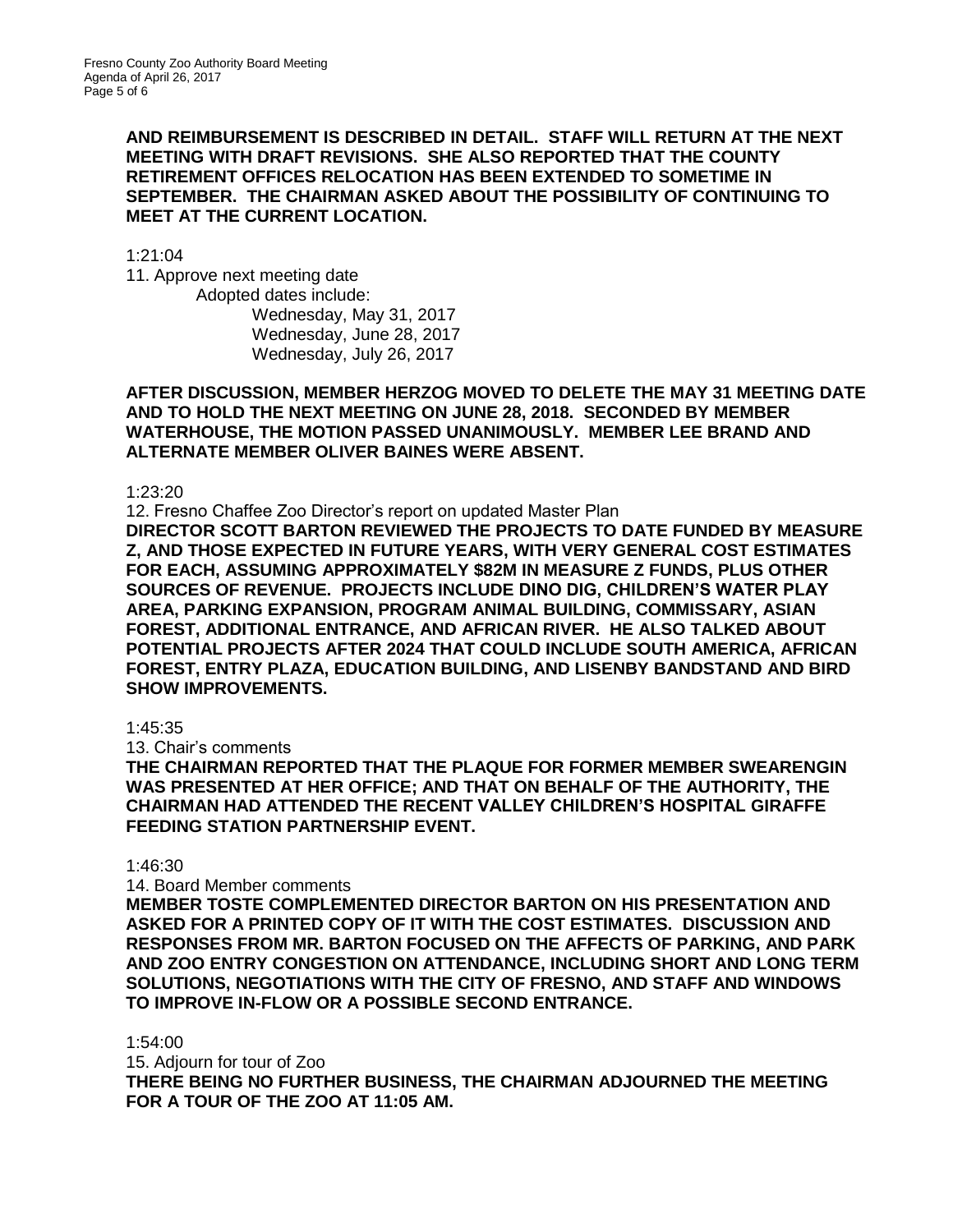**AND REIMBURSEMENT IS DESCRIBED IN DETAIL. STAFF WILL RETURN AT THE NEXT MEETING WITH DRAFT REVISIONS. SHE ALSO REPORTED THAT THE COUNTY RETIREMENT OFFICES RELOCATION HAS BEEN EXTENDED TO SOMETIME IN SEPTEMBER. THE CHAIRMAN ASKED ABOUT THE POSSIBILITY OF CONTINUING TO MEET AT THE CURRENT LOCATION.**

1:21:04

11. Approve next meeting date

Adopted dates include:

Wednesday, May 31, 2017
Wednesday, June 28, 2017
Wednesday, July 26, 2017

**AFTER DISCUSSION, MEMBER HERZOG MOVED TO DELETE THE MAY 31 MEETING DATE AND TO HOLD THE NEXT MEETING ON JUNE 28, 2018. SECONDED BY MEMBER WATERHOUSE, THE MOTION PASSED UNANIMOUSLY. MEMBER LEE BRAND AND ALTERNATE MEMBER OLIVER BAINES WERE ABSENT.**

1:23:20

12. Fresno Chaffee Zoo Director's report on updated Master Plan

**DIRECTOR SCOTT BARTON REVIEWED THE PROJECTS TO DATE FUNDED BY MEASURE Z, AND THOSE EXPECTED IN FUTURE YEARS, WITH VERY GENERAL COST ESTIMATES FOR EACH, ASSUMING APPROXIMATELY $82M IN MEASURE Z FUNDS, PLUS OTHER SOURCES OF REVENUE. PROJECTS INCLUDE DINO DIG, CHILDREN'S WATER PLAY AREA, PARKING EXPANSION, PROGRAM ANIMAL BUILDING, COMMISSARY, ASIAN FOREST, ADDITIONAL ENTRANCE, AND AFRICAN RIVER. HE ALSO TALKED ABOUT POTENTIAL PROJECTS AFTER 2024 THAT COULD INCLUDE SOUTH AMERICA, AFRICAN FOREST, ENTRY PLAZA, EDUCATION BUILDING, AND LISENBY BANDSTAND AND BIRD SHOW IMPROVEMENTS.**

1:45:35

13. Chair's comments

**THE CHAIRMAN REPORTED THAT THE PLAQUE FOR FORMER MEMBER SWEARENGIN WAS PRESENTED AT HER OFFICE; AND THAT ON BEHALF OF THE AUTHORITY, THE CHAIRMAN HAD ATTENDED THE RECENT VALLEY CHILDREN'S HOSPITAL GIRAFFE FEEDING STATION PARTNERSHIP EVENT.**

1:46:30

14. Board Member comments

**MEMBER TOSTE COMPLEMENTED DIRECTOR BARTON ON HIS PRESENTATION AND ASKED FOR A PRINTED COPY OF IT WITH THE COST ESTIMATES. DISCUSSION AND RESPONSES FROM MR. BARTON FOCUSED ON THE AFFECTS OF PARKING, AND PARK AND ZOO ENTRY CONGESTION ON ATTENDANCE, INCLUDING SHORT AND LONG TERM SOLUTIONS, NEGOTIATIONS WITH THE CITY OF FRESNO, AND STAFF AND WINDOWS TO IMPROVE IN-FLOW OR A POSSIBLE SECOND ENTRANCE.**

1:54:00

15. Adjourn for tour of Zoo

**THERE BEING NO FURTHER BUSINESS, THE CHAIRMAN ADJOURNED THE MEETING FOR A TOUR OF THE ZOO AT 11:05 AM.**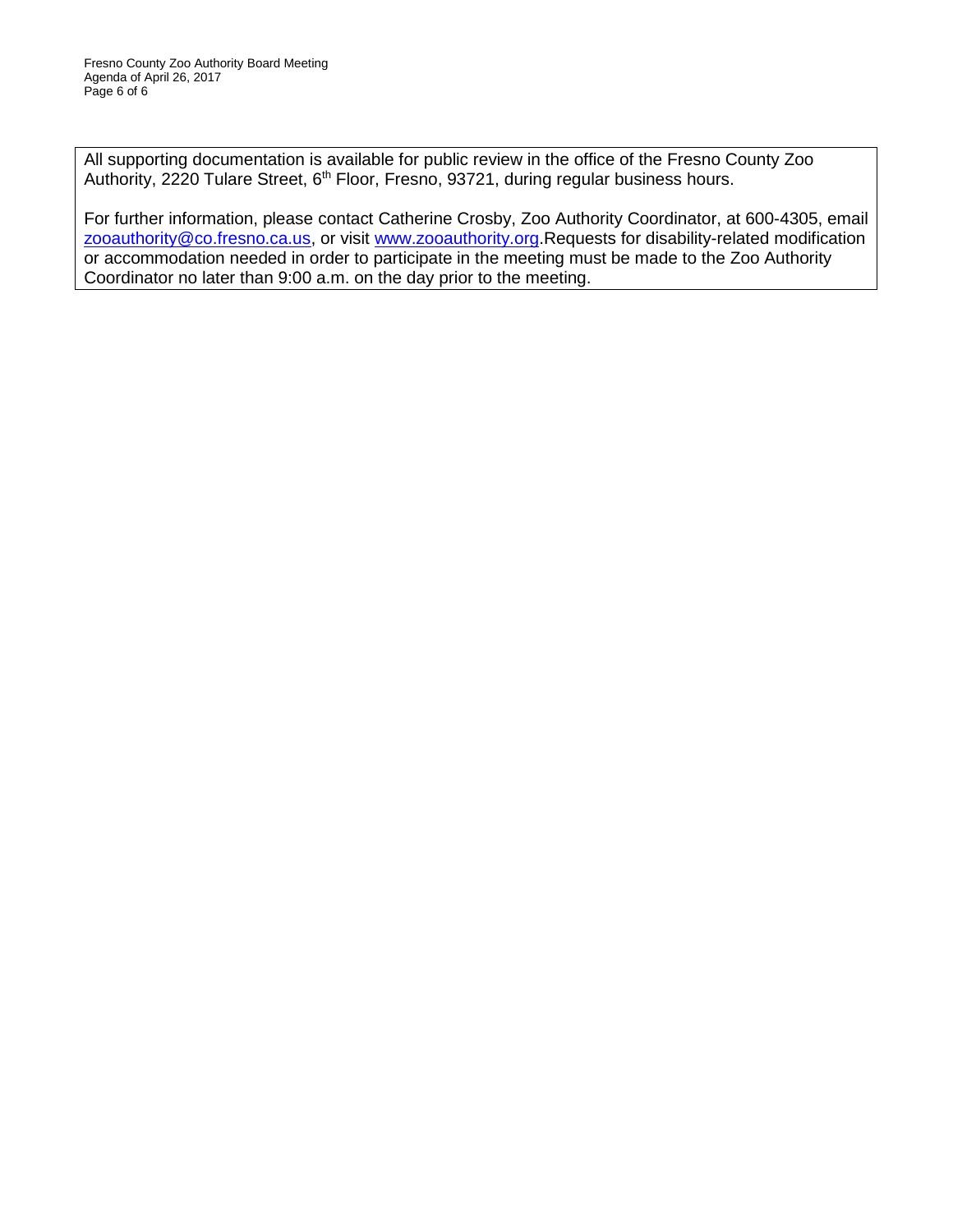All supporting documentation is available for public review in the office of the Fresno County Zoo Authority, 2220 Tulare Street, 6th Floor, Fresno, 93721, during regular business hours.

For further information, please contact Catherine Crosby, Zoo Authority Coordinator, at 600-4305, email zooauthority@co.fresno.ca.us, or visit www.zooauthority.org.Requests for disability-related modification or accommodation needed in order to participate in the meeting must be made to the Zoo Authority Coordinator no later than 9:00 a.m. on the day prior to the meeting.